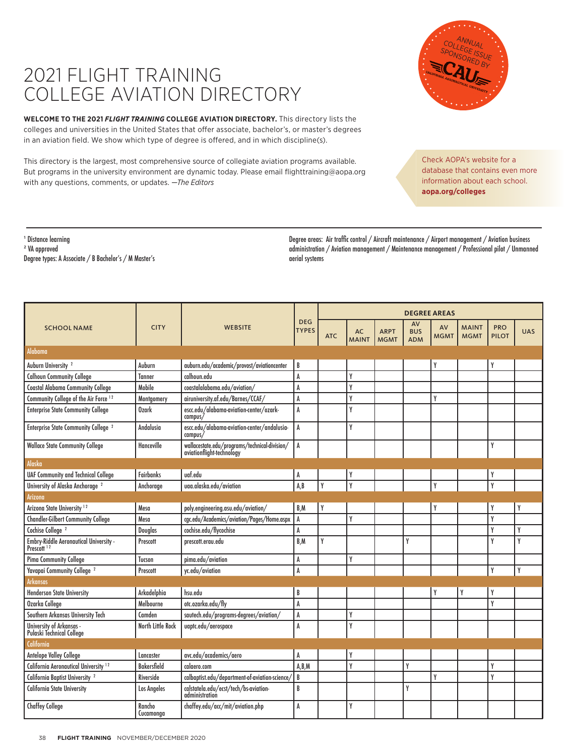# 2021 FLIGHT TRAINING COLLEGE AVIATION DIRECTORY

ANNUAL COLLEGE ISSUE SPONSORED BY CAU CALIFORNIA AERONAUTICAL UNIVERSITY

**WELCOME TO THE 2021 *FLIGHT TRAINING* COLLEGE AVIATION DIRECTORY.** This directory lists the colleges and universities in the United States that offer associate, bachelor's, or master's degrees in an aviation field. We show which type of degree is offered, and in which discipline(s).

This directory is the largest, most comprehensive source of collegiate aviation programs available. But programs in the university environment are dynamic today. Please email flighttraining@aopa.org with any questions, comments, or updates. *—The Editors*

Check AOPA's website for a database that contains even more information about each school. **aopa.org/colleges**

[1] Distance learning
[2] VA approved
Degree types: A Associate / B Bachelor's / M Master's

Degree areas: Air traffic control / Aircraft maintenance / Airport management / Aviation business administration / Aviation management / Maintenance management / Professional pilot / Unmanned aerial systems

| SCHOOL NAME | CITY | WEBSITE | DEG TYPES | DEGREE AREAS | | | | | | | |
|---|---|---|---|---|---|---|---|---|---|---|---|
| | | | | ATC | AC MAINT | ARPT MGMT | AV BUS ADM | AV MGMT | MAINT MGMT | PRO PILOT | UAS |
| **Alabama** | | | | | | | | | | | |
| Auburn University [2] | Auburn | auburn.edu/academic/provost/aviationcenter | B | | | | | Y | | Y | |
| Calhoun Community College | Tanner | calhoun.edu | A | | Y | | | | | | |
| Coastal Alabama Community College | Mobile | coastalalabama.edu/aviation/ | A | | Y | | | | | | |
| Community College of the Air Force [1,2] | Montgomery | airuniversity.af.edu/Barnes/CCAF/ | A | | Y | | | Y | | | |
| Enterprise State Community College | Ozark | escc.edu/alabama-aviation-center/ozark-campus/ | A | | Y | | | | | | |
| Enterprise State Community College [2] | Andalusia | escc.edu/alabama-aviation-center/andalusia-campus/ | A | | Y | | | | | | |
| Wallace State Community College | Hanceville | wallacestate.edu/programs/technical-division/aviationflight-technology | A | | | | | | | Y | |
| **Alaska** | | | | | | | | | | | |
| UAF Community and Technical College | Fairbanks | uaf.edu | A | | Y | | | | | Y | |
| University of Alaska Anchorage [2] | Anchorage | uaa.alaska.edu/aviation | A,B | Y | Y | | | Y | | Y | |
| **Arizona** | | | | | | | | | | | |
| Arizona State University [1,2] | Mesa | poly.engineering.asu.edu/aviation/ | B,M | Y | | | | Y | | Y | Y |
| Chandler-Gilbert Community College | Mesa | cgc.edu/Academics/aviation/Pages/Home.aspx | A | | Y | | | | | Y | |
| Cochise College [2] | Douglas | cochise.edu/flycochise | A | | | | | | | Y | Y |
| Embry-Riddle Aeronautical University - Prescott [1,2] | Prescott | prescott.erau.edu | B,M | Y | | | Y | | | Y | Y |
| Pima Community College | Tucson | pima.edu/aviation | A | | Y | | | | | | |
| Yavapai Community College [2] | Prescott | yc.edu/aviation | A | | | | | | | Y | Y |
| **Arkansas** | | | | | | | | | | | |
| Henderson State University | Arkadelphia | hsu.edu | B | | | | | Y | Y | Y | |
| Ozarka College | Melbourne | otc.ozarka.edu/fly | A | | | | | | | Y | |
| Southern Arkansas University Tech | Camden | sautech.edu/programs-degrees/aviation/ | A | | Y | | | | | | |
| University of Arkansas - Pulaski Technical College | North Little Rock | uaptc.edu/aerospace | A | | Y | | | | | | |
| **California** | | | | | | | | | | | |
| Antelope Valley College | Lancaster | avc.edu/academics/aero | A | | Y | | | | | | |
| California Aeronautical University [1,2] | Bakersfield | calaero.com | A,B,M | | Y | | Y | | | Y | |
| California Baptist University [2] | Riverside | calbaptist.edu/department-of-aviation-science/ | B | | | | | Y | | Y | |
| California State University | Los Angeles | calstatela.edu/ecst/tech/bs-aviation-administration | B | | | | Y | | | | |
| Chaffey College | Rancho Cucamonga | chaffey.edu/acc/mit/aviation.php | A | | Y | | | | | | |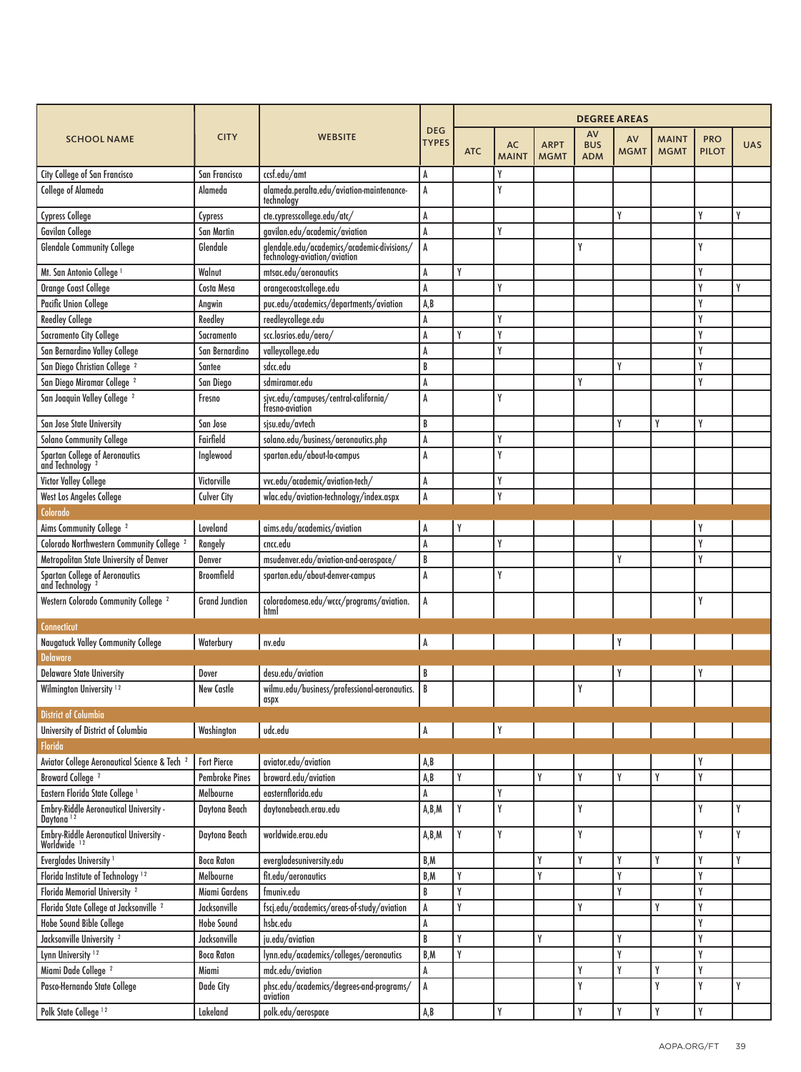| SCHOOL NAME | CITY | WEBSITE | DEG TYPES | DEGREE AREAS | | | | | | | |
|---|---|---|---|---|---|---|---|---|---|---|---|
| | | | | ATC | AC MAINT | ARPT MGMT | AV BUS ADM | AV MGMT | MAINT MGMT | PRO PILOT | UAS |
| City College of San Francisco | San Francisco | ccsf.edu/amt | A | | Y | | | | | | |
| College of Alameda | Alameda | alameda.peralta.edu/aviation-maintenance-technology | A | | Y | | | | | | |
| Cypress College | Cypress | cte.cypresscollege.edu/atc/ | A | | | | | Y | | Y | Y |
| Gavilan College | San Martin | gavilan.edu/academic/aviation | A | | Y | | | | | | |
| Glendale Community College | Glendale | glendale.edu/academics/academic-divisions/technology-aviation/aviation | A | | | | Y | | | Y | |
| Mt. San Antonio College [1] | Walnut | mtsac.edu/aeronautics | A | Y | | | | | | Y | |
| Orange Coast College | Costa Mesa | orangecoastcollege.edu | A | | Y | | | | | Y | Y |
| Pacific Union College | Angwin | puc.edu/academics/departments/aviation | A,B | | | | | | | Y | |
| Reedley College | Reedley | reedleycollege.edu | A | | Y | | | | | Y | |
| Sacramento City College | Sacramento | scc.losrios.edu/aero/ | A | Y | Y | | | | | Y | |
| San Bernardino Valley College | San Bernardino | valleycollege.edu | A | | Y | | | | | Y | |
| San Diego Christian College [2] | Santee | sdcc.edu | B | | | | | Y | | Y | |
| San Diego Miramar College [2] | San Diego | sdmiramar.edu | A | | | | Y | | | Y | |
| San Joaquin Valley College [2] | Fresno | sjvc.edu/campuses/central-california/fresno-aviation | A | | Y | | | | | | |
| San Jose State University | San Jose | sjsu.edu/avtech | B | | | | | Y | Y | Y | |
| Solano Community College | Fairfield | solano.edu/business/aeronautics.php | A | | Y | | | | | | |
| Spartan College of Aeronautics and Technology [2] | Inglewood | spartan.edu/about-la-campus | A | | Y | | | | | | |
| Victor Valley College | Victorville | vvc.edu/academic/aviation-tech/ | A | | Y | | | | | | |
| West Los Angeles College | Culver City | wlac.edu/aviation-technology/index.aspx | A | | Y | | | | | | |
| **Colorado** | | | | | | | | | | | |
| Aims Community College [2] | Loveland | aims.edu/academics/aviation | A | Y | | | | | | Y | |
| Colorado Northwestern Community College [2] | Rangely | cncc.edu | A | | Y | | | | | Y | |
| Metropolitan State University of Denver | Denver | msudenver.edu/aviation-and-aerospace/ | B | | | | | Y | | Y | |
| Spartan College of Aeronautics and Technology [2] | Broomfield | spartan.edu/about-denver-campus | A | | Y | | | | | | |
| Western Colorado Community College [2] | Grand Junction | coloradomesa.edu/wccc/programs/aviation.html | A | | | | | | | Y | |
| **Connecticut** | | | | | | | | | | | |
| Naugatuck Valley Community College | Waterbury | nv.edu | A | | | | | Y | | | |
| **Delaware** | | | | | | | | | | | |
| Delaware State University | Dover | desu.edu/aviation | B | | | | | Y | | Y | |
| Wilmington University [1,2] | New Castle | wilmu.edu/business/professional-aeronautics.aspx | B | | | | Y | | | | |
| **District of Columbia** | | | | | | | | | | | |
| University of District of Columbia | Washington | udc.edu | A | | Y | | | | | | |
| **Florida** | | | | | | | | | | | |
| Aviator College Aeronautical Science & Tech [2] | Fort Pierce | aviator.edu/aviation | A,B | | | | | | | Y | |
| Broward College [2] | Pembroke Pines | broward.edu/aviation | A,B | Y | | Y | Y | Y | Y | Y | |
| Eastern Florida State College [1] | Melbourne | easternflorida.edu | A | | Y | | | | | | |
| Embry-Riddle Aeronautical University - Daytona [1,2] | Daytona Beach | daytonabeach.erau.edu | A,B,M | Y | Y | | Y | | | Y | Y |
| Embry-Riddle Aeronautical University - Worldwide [1,2] | Daytona Beach | worldwide.erau.edu | A,B,M | Y | Y | | Y | | | Y | Y |
| Everglades University [1] | Boca Raton | evergladesuniversity.edu | B,M | | | Y | Y | Y | Y | Y | Y |
| Florida Institute of Technology [1,2] | Melbourne | fit.edu/aeronautics | B,M | Y | | Y | | Y | | Y | |
| Florida Memorial University [2] | Miami Gardens | fmuniv.edu | B | Y | | | | Y | | Y | |
| Florida State College at Jacksonville [2] | Jacksonville | fscj.edu/academics/areas-of-study/aviation | A | Y | | | Y | | Y | Y | |
| Hobe Sound Bible College | Hobe Sound | hsbc.edu | A | | | | | | | Y | |
| Jacksonville University [2] | Jacksonville | ju.edu/aviation | B | Y | | Y | | Y | | Y | |
| Lynn University [1,2] | Boca Raton | lynn.edu/academics/colleges/aeronautics | B,M | Y | | | | Y | | Y | |
| Miami Dade College [2] | Miami | mdc.edu/aviation | A | | | | Y | Y | Y | Y | |
| Pasco-Hernando State College | Dade City | phsc.edu/academics/degrees-and-programs/aviation | A | | | | Y | | Y | Y | Y |
| Polk State College [1,2] | Lakeland | polk.edu/aerospace | A,B | | Y | | Y | Y | Y | Y | |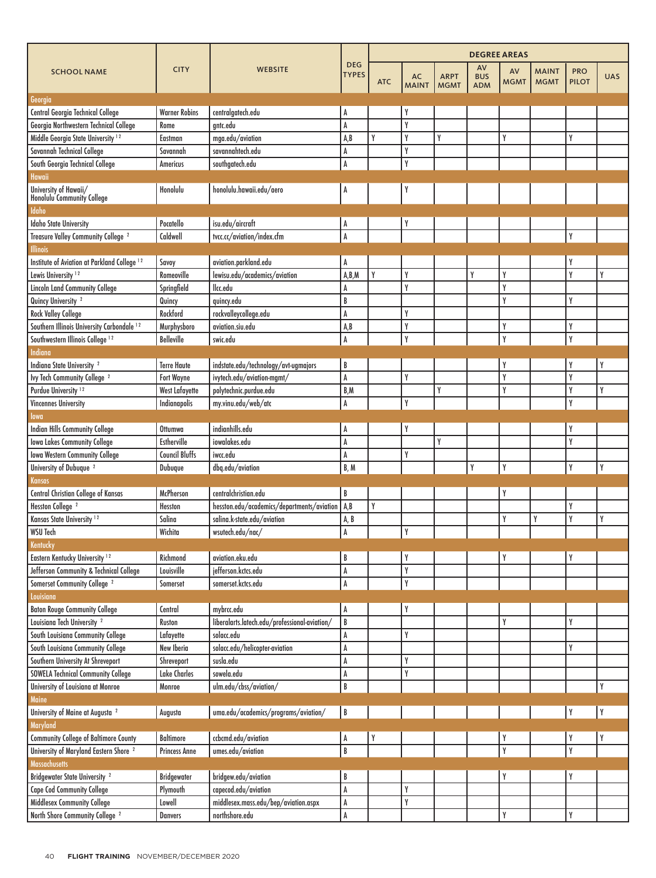| SCHOOL NAME | CITY | WEBSITE | DEG TYPES | DEGREE AREAS | | | | | | | |
|---|---|---|---|---|---|---|---|---|---|---|---|
| | | | | ATC | AC MAINT | ARPT MGMT | AV BUS ADM | AV MGMT | MAINT MGMT | PRO PILOT | UAS |
| **Georgia** | | | | | | | | | | | |
| Central Georgia Technical College | Warner Robins | centralgatech.edu | A | | Y | | | | | | |
| Georgia Northwestern Technical College | Rome | gntc.edu | A | | Y | | | | | | |
| Middle Georgia State University [1 2] | Eastman | mga.edu/aviation | A,B | Y | Y | Y | | Y | | Y | |
| Savannah Technical College | Savannah | savannahtech.edu | A | | Y | | | | | | |
| South Georgia Technical College | Americus | southgatech.edu | A | | Y | | | | | | |
| **Hawaii** | | | | | | | | | | | |
| University of Hawaii/ Honolulu Community College | Honolulu | honolulu.hawaii.edu/aero | A | | Y | | | | | | |
| **Idaho** | | | | | | | | | | | |
| Idaho State University | Pocatello | isu.edu/aircraft | A | | Y | | | | | | |
| Treasure Valley Community College [2] | Caldwell | tvcc.cc/aviation/index.cfm | A | | | | | | | Y | |
| **Illinois** | | | | | | | | | | | |
| Institute of Aviation at Parkland College [1 2] | Savoy | aviation.parkland.edu | A | | | | | | | Y | |
| Lewis University [1 2] | Romeoville | lewisu.edu/academics/aviation | A,B,M | Y | Y | | Y | Y | | Y | Y |
| Lincoln Land Community College | Springfield | llcc.edu | A | | Y | | | Y | | | |
| Quincy University [2] | Quincy | quincy.edu | B | | | | | Y | | Y | |
| Rock Valley College | Rockford | rockvalleycollege.edu | A | | Y | | | | | | |
| Southern Illinois University Carbondale [1 2] | Murphysboro | aviation.siu.edu | A,B | | Y | | | Y | | Y | |
| Southwestern Illinois College [1 2] | Belleville | swic.edu | A | | Y | | | Y | | Y | |
| **Indiana** | | | | | | | | | | | |
| Indiana State University [2] | Terre Haute | indstate.edu/technology/avt-ugmajors | B | | | | | Y | | Y | Y |
| Ivy Tech Community College [2] | Fort Wayne | ivytech.edu/aviation-mgmt/ | A | | Y | | | Y | | Y | |
| Purdue University [1 2] | West Lafayette | polytechnic.purdue.edu | B,M | | | Y | | Y | | Y | Y |
| Vincennes University | Indianapolis | my.vinu.edu/web/atc | A | | Y | | | | | Y | |
| **Iowa** | | | | | | | | | | | |
| Indian Hills Community College | Ottumwa | indianhills.edu | A | | Y | | | | | Y | |
| Iowa Lakes Community College | Estherville | iowalakes.edu | A | | | Y | | | | Y | |
| Iowa Western Community College | Council Bluffs | iwcc.edu | A | | Y | | | | | | |
| University of Dubuque [2] | Dubuque | dbq.edu/aviation | B, M | | | | Y | Y | | Y | Y |
| **Kansas** | | | | | | | | | | | |
| Central Christian College of Kansas | McPherson | centralchristian.edu | B | | | | | Y | | | |
| Hesston College [2] | Hesston | hesston.edu/academics/departments/aviation | A,B | Y | | | | | | Y | |
| Kansas State University [1 2] | Salina | salina.k-state.edu/aviation | A, B | | | | | Y | Y | Y | Y |
| WSU Tech | Wichita | wsutech.edu/nac/ | A | | Y | | | | | | |
| **Kentucky** | | | | | | | | | | | |
| Eastern Kentucky University [1 2] | Richmond | aviation.eku.edu | B | | Y | | | Y | | Y | |
| Jefferson Community & Technical College | Louisville | jefferson.kctcs.edu | A | | Y | | | | | | |
| Somerset Community College [2] | Somerset | somerset.kctcs.edu | A | | Y | | | | | | |
| **Louisiana** | | | | | | | | | | | |
| Baton Rouge Community College | Central | mybrcc.edu | A | | Y | | | | | | |
| Louisiana Tech University [2] | Ruston | liberalarts.latech.edu/professional-aviation/ | B | | | | | Y | | Y | |
| South Louisiana Community College | Lafayette | solacc.edu | A | | Y | | | | | | |
| South Louisiana Community College | New Iberia | solacc.edu/helicopter-aviation | A | | | | | | | Y | |
| Southern University At Shreveport | Shreveport | susla.edu | A | | Y | | | | | | |
| SOWELA Technical Community College | Lake Charles | sowela.edu | A | | Y | | | | | | |
| University of Louisiana at Monroe | Monroe | ulm.edu/cbss/aviation/ | B | | | | | | | | Y |
| **Maine** | | | | | | | | | | | |
| University of Maine at Augusta [2] | Augusta | uma.edu/academics/programs/aviation/ | B | | | | | | | Y | Y |
| **Maryland** | | | | | | | | | | | |
| Community College of Baltimore County | Baltimore | ccbcmd.edu/aviation | A | Y | | | | Y | | Y | Y |
| University of Maryland Eastern Shore [2] | Princess Anne | umes.edu/aviation | B | | | | | Y | | Y | |
| **Massachusetts** | | | | | | | | | | | |
| Bridgewater State University [2] | Bridgewater | bridgew.edu/aviation | B | | | | | Y | | Y | |
| Cape Cod Community College | Plymouth | capecod.edu/aviation | A | | Y | | | | | | |
| Middlesex Community College | Lowell | middlesex.mass.edu/bep/aviation.aspx | A | | Y | | | | | | |
| North Shore Community College [2] | Danvers | northshore.edu | A | | | | | Y | | Y | |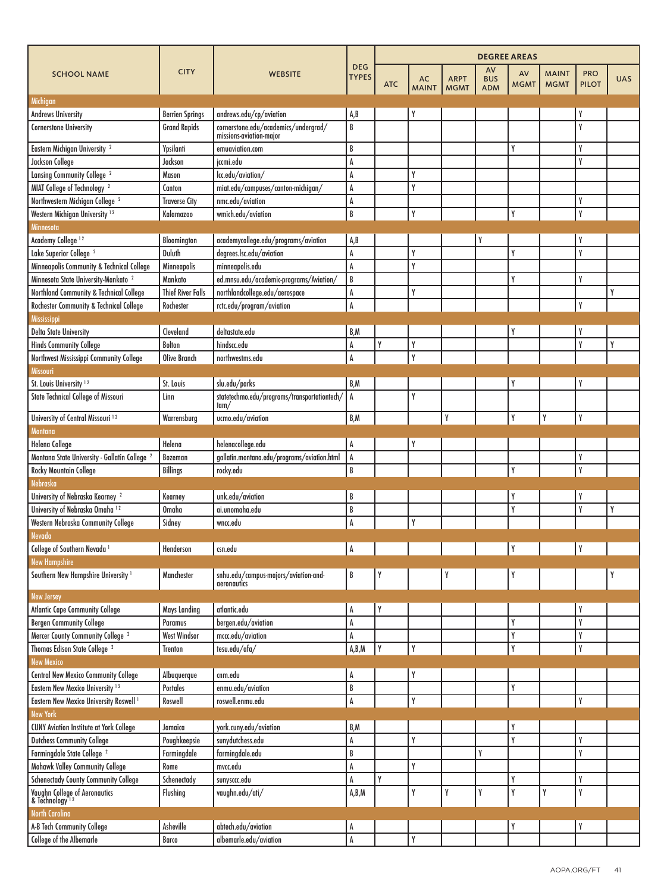| SCHOOL NAME | CITY | WEBSITE | DEG TYPES | DEGREE AREAS | | | | | | | |
|---|---|---|---|---|---|---|---|---|---|---|---|
| | | | | ATC | AC MAINT | ARPT MGMT | AV BUS ADM | AV MGMT | MAINT MGMT | PRO PILOT | UAS |
| **Michigan** | | | | | | | | | | | |
| Andrews University | Berrien Springs | andrews.edu/cp/aviation | A,B | | Y | | | | | Y | |
| Cornerstone University | Grand Rapids | cornerstone.edu/academics/undergrad/missions-aviation-major | B | | | | | | | Y | |
| Eastern Michigan University [2] | Ypsilanti | emuaviation.com | B | | | | | Y | | Y | |
| Jackson College | Jackson | jccmi.edu | A | | | | | | | Y | |
| Lansing Community College [2] | Mason | lcc.edu/aviation/ | A | | Y | | | | | | |
| MIAT College of Technology [2] | Canton | miat.edu/campuses/canton-michigan/ | A | | Y | | | | | | |
| Northwestern Michigan College [2] | Traverse City | nmc.edu/aviation | A | | | | | | | Y | |
| Western Michigan University [1,2] | Kalamazoo | wmich.edu/aviation | B | | Y | | | Y | | Y | |
| **Minnesota** | | | | | | | | | | | |
| Academy College [1,2] | Bloomington | academycollege.edu/programs/aviation | A,B | | | | Y | | | Y | |
| Lake Superior College [2] | Duluth | degrees.lsc.edu/aviation | A | | Y | | | Y | | Y | |
| Minneapolis Community & Technical College | Minneapolis | minneapolis.edu | A | | Y | | | | | | |
| Minnesota State University-Mankato [2] | Mankato | ed.mnsu.edu/academic-programs/Aviation/ | B | | | | | Y | | Y | |
| Northland Community & Technical College | Thief River Falls | northlandcollege.edu/aerospace | A | | Y | | | | | | Y |
| Rochester Community & Technical College | Rochester | rctc.edu/program/aviation | A | | | | | | | Y | |
| **Mississippi** | | | | | | | | | | | |
| Delta State University | Cleveland | deltastate.edu | B,M | | | | | Y | | Y | |
| Hinds Community College | Bolton | hindscc.edu | A | Y | Y | | | | | Y | Y |
| Northwest Mississippi Community College | Olive Branch | northwestms.edu | A | | Y | | | | | | |
| **Missouri** | | | | | | | | | | | |
| St. Louis University [1,2] | St. Louis | slu.edu/parks | B,M | | | | | Y | | Y | |
| State Technical College of Missouri | Linn | statetechmo.edu/programs/transportationtech/tam/ | A | | Y | | | | | | |
| University of Central Missouri [1,2] | Warrensburg | ucmo.edu/aviation | B,M | | | Y | | Y | Y | Y | |
| **Montana** | | | | | | | | | | | |
| Helena College | Helena | helenacollege.edu | A | | Y | | | | | | |
| Montana State University - Gallatin College [2] | Bozeman | gallatin.montana.edu/programs/aviation.html | A | | | | | | | Y | |
| Rocky Mountain College | Billings | rocky.edu | B | | | | | Y | | Y | |
| **Nebraska** | | | | | | | | | | | |
| University of Nebraska Kearney [2] | Kearney | unk.edu/aviation | B | | | | | Y | | Y | |
| University of Nebraska Omaha [1,2] | Omaha | ai.unomaha.edu | B | | | | | Y | | Y | Y |
| Western Nebraska Community College | Sidney | wncc.edu | A | | Y | | | | | | |
| **Nevada** | | | | | | | | | | | |
| College of Southern Nevada [1] | Henderson | csn.edu | A | | | | | Y | | Y | |
| **New Hampshire** | | | | | | | | | | | |
| Southern New Hampshire University [1] | Manchester | snhu.edu/campus-majors/aviation-and-aeronautics | B | Y | | Y | | Y | | | Y |
| **New Jersey** | | | | | | | | | | | |
| Atlantic Cape Community College | Mays Landing | atlantic.edu | A | Y | | | | | | Y | |
| Bergen Community College | Paramus | bergen.edu/aviation | A | | | | | Y | | Y | |
| Mercer County Community College [2] | West Windsor | mccc.edu/aviation | A | | | | | Y | | Y | |
| Thomas Edison State College [2] | Trenton | tesu.edu/afa/ | A,B,M | Y | Y | | | Y | | Y | |
| **New Mexico** | | | | | | | | | | | |
| Central New Mexico Community College | Albuquerque | cnm.edu | A | | Y | | | | | | |
| Eastern New Mexico University [1,2] | Portales | enmu.edu/aviation | B | | | | | Y | | | |
| Eastern New Mexico University Roswell [1] | Roswell | roswell.enmu.edu | A | | Y | | | | | Y | |
| **New York** | | | | | | | | | | | |
| CUNY Aviation Institute at York College | Jamaica | york.cuny.edu/aviation | B,M | | | | | Y | | | |
| Dutchess Community College | Poughkeepsie | sunydutchess.edu | A | | Y | | | Y | | Y | |
| Farmingdale State College [2] | Farmingdale | farmingdale.edu | B | | | | Y | | | Y | |
| Mohawk Valley Community College | Rome | mvcc.edu | A | | Y | | | | | | |
| Schenectady County Community College | Schenectady | sunysccc.edu | A | Y | | | | Y | | Y | |
| Vaughn College of Aeronautics & Technology [1,2] | Flushing | vaughn.edu/ati/ | A,B,M | | Y | Y | Y | Y | Y | Y | |
| **North Carolina** | | | | | | | | | | | |
| A-B Tech Community College | Asheville | abtech.edu/aviation | A | | | | | Y | | Y | |
| College of the Albemarle | Barco | albemarle.edu/aviation | A | | Y | | | | | | |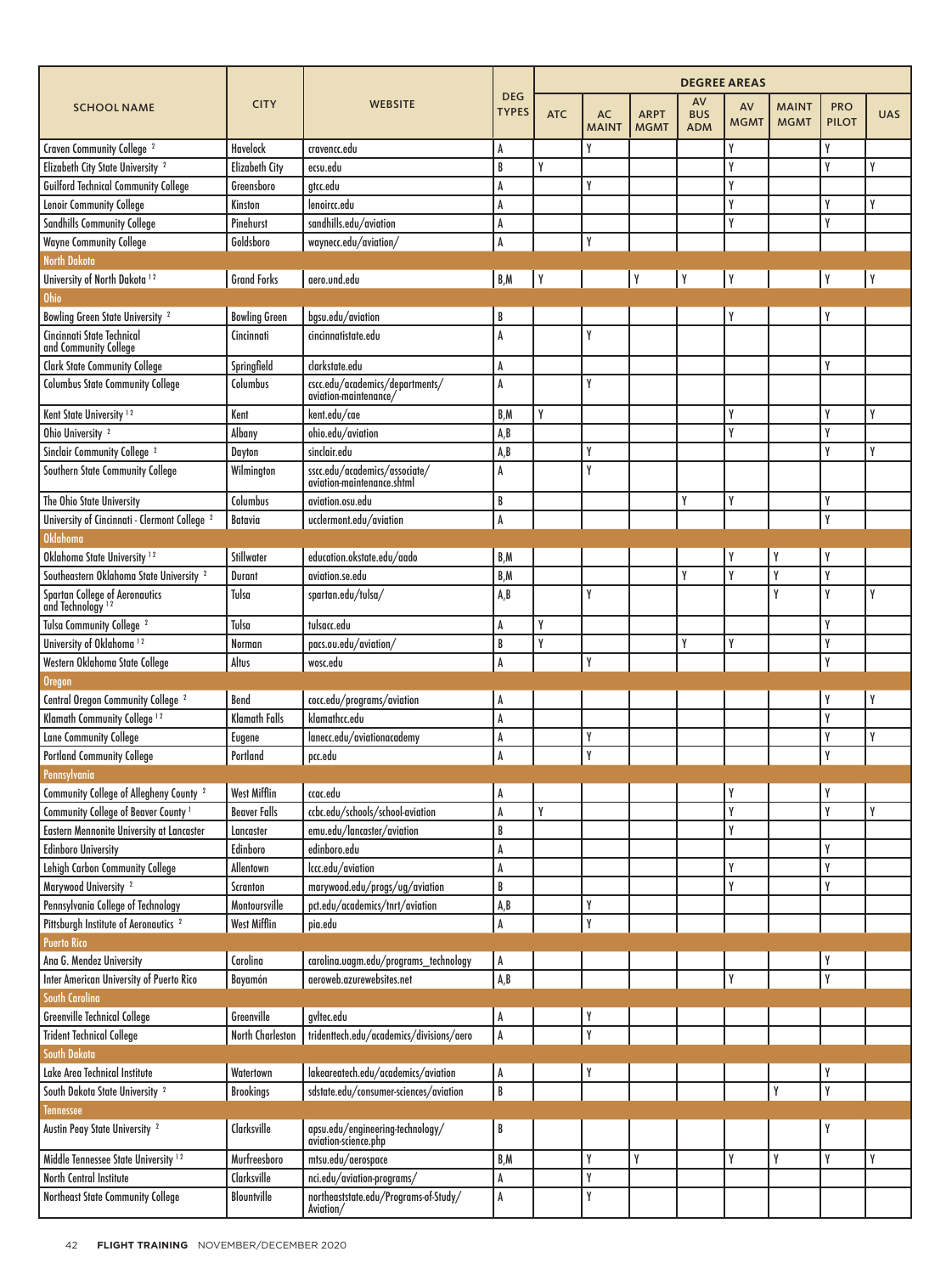| SCHOOL NAME | CITY | WEBSITE | DEG TYPES | DEGREE AREAS | | | | | | | | |
|---|---|---|---|---|---|---|---|---|---|---|---|---|
| | | | | ATC | AC MAINT | ARPT MGMT | AV BUS ADM | AV MGMT | MAINT MGMT | PRO PILOT | UAS |
| Craven Community College [2] | Havelock | cravencc.edu | A | | Y | | | Y | | Y | |
| Elizabeth City State University [2] | Elizabeth City | ecsu.edu | B | Y | | | | Y | | Y | Y |
| Guilford Technical Community College | Greensboro | gtcc.edu | A | | Y | | | Y | | | |
| Lenoir Community College | Kinston | lenoircc.edu | A | | | | | Y | | Y | Y |
| Sandhills Community College | Pinehurst | sandhills.edu/aviation | A | | | | | Y | | Y | |
| Wayne Community College | Goldsboro | waynecc.edu/aviation/ | A | | Y | | | | | | |
| **North Dakota** | | | | | | | | | | | |
| University of North Dakota [1,2] | Grand Forks | aero.und.edu | B,M | Y | | Y | Y | Y | | Y | Y |
| **Ohio** | | | | | | | | | | | |
| Bowling Green State University [2] | Bowling Green | bgsu.edu/aviation | B | | | | | Y | | Y | |
| Cincinnati State Technical and Community College | Cincinnati | cincinnatistate.edu | A | | Y | | | | | | |
| Clark State Community College | Springfield | clarkstate.edu | A | | | | | | | Y | |
| Columbus State Community College | Columbus | cscc.edu/academics/departments/aviation-maintenance/ | A | | Y | | | | | | |
| Kent State University [1,2] | Kent | kent.edu/cae | B,M | Y | | | | Y | | Y | Y |
| Ohio University [2] | Albany | ohio.edu/aviation | A,B | | | | | Y | | Y | |
| Sinclair Community College [2] | Dayton | sinclair.edu | A,B | | Y | | | | | Y | Y |
| Southern State Community College | Wilmington | sscc.edu/academics/associate/aviation-maintenance.shtml | A | | Y | | | | | | |
| The Ohio State University | Columbus | aviation.osu.edu | B | | | | Y | Y | | Y | |
| University of Cincinnati - Clermont College [2] | Batavia | ucclermont.edu/aviation | A | | | | | | | Y | |
| **Oklahoma** | | | | | | | | | | | |
| Oklahoma State University [1,2] | Stillwater | education.okstate.edu/aado | B,M | | | | | Y | Y | Y | |
| Southeastern Oklahoma State University [2] | Durant | aviation.se.edu | B,M | | | | Y | Y | Y | Y | |
| Spartan College of Aeronautics and Technology [1,2] | Tulsa | spartan.edu/tulsa/ | A,B | | Y | | | | Y | Y | Y |
| Tulsa Community College [2] | Tulsa | tulsacc.edu | A | Y | | | | | | Y | |
| University of Oklahoma [1,2] | Norman | pacs.ou.edu/aviation/ | B | Y | | | Y | Y | | Y | |
| Western Oklahoma State College | Altus | wosc.edu | A | | Y | | | | | Y | |
| **Oregon** | | | | | | | | | | | |
| Central Oregon Community College [2] | Bend | cocc.edu/programs/aviation | A | | | | | | | Y | Y |
| Klamath Community College [1,2] | Klamath Falls | klamathcc.edu | A | | | | | | | Y | |
| Lane Community College | Eugene | lanecc.edu/aviationacademy | A | | Y | | | | | Y | Y |
| Portland Community College | Portland | pcc.edu | A | | Y | | | | | Y | |
| **Pennsylvania** | | | | | | | | | | | |
| Community College of Allegheny County [2] | West Mifflin | ccac.edu | A | | | | | Y | | Y | |
| Community College of Beaver County [1] | Beaver Falls | ccbc.edu/schools/school-aviation | A | Y | | | | Y | | Y | Y |
| Eastern Mennonite University at Lancaster | Lancaster | emu.edu/lancaster/aviation | B | | | | | Y | | | |
| Edinboro University | Edinboro | edinboro.edu | A | | | | | | | Y | |
| Lehigh Carbon Community College | Allentown | lccc.edu/aviation | A | | | | | Y | | Y | |
| Marywood University [2] | Scranton | marywood.edu/progs/ug/aviation | B | | | | | Y | | Y | |
| Pennsylvania College of Technology | Montoursville | pct.edu/academics/tnrt/aviation | A,B | | Y | | | | | | |
| Pittsburgh Institute of Aeronautics [2] | West Mifflin | pia.edu | A | | Y | | | | | | |
| **Puerto Rico** | | | | | | | | | | | |
| Ana G. Mendez University | Carolina | carolina.uagm.edu/programs_technology | A | | | | | | | Y | |
| Inter American University of Puerto Rico | Bayamón | aeroweb.azurewebsites.net | A,B | | | | | Y | | Y | |
| **South Carolina** | | | | | | | | | | | |
| Greenville Technical College | Greenville | gvltec.edu | A | | Y | | | | | | |
| Trident Technical College | North Charleston | tridenttech.edu/academics/divisions/aero | A | | Y | | | | | | |
| **South Dakota** | | | | | | | | | | | |
| Lake Area Technical Institute | Watertown | lakeareatech.edu/academics/aviation | A | | Y | | | | | Y | |
| South Dakota State University [2] | Brookings | sdstate.edu/consumer-sciences/aviation | B | | | | | | Y | Y | |
| **Tennessee** | | | | | | | | | | | |
| Austin Peay State University [2] | Clarksville | apsu.edu/engineering-technology/aviation-science.php | B | | | | | | | Y | |
| Middle Tennessee State University [1,2] | Murfreesboro | mtsu.edu/aerospace | B,M | | Y | Y | | Y | Y | Y | Y |
| North Central Institute | Clarksville | nci.edu/aviation-programs/ | A | | Y | | | | | | |
| Northeast State Community College | Blountville | northeaststate.edu/Programs-of-Study/Aviation/ | A | | Y | | | | | | |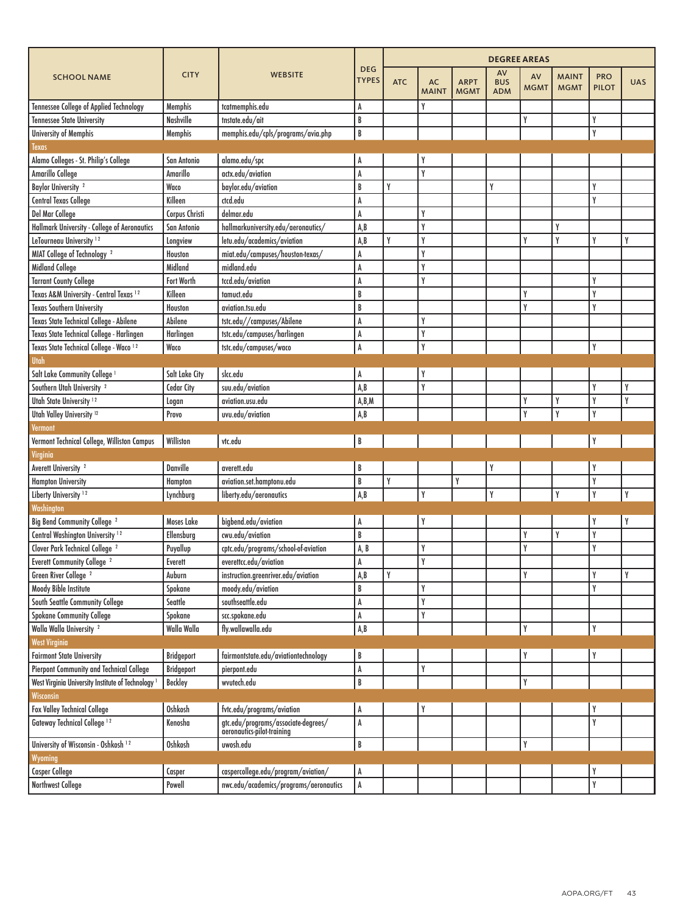| SCHOOL NAME | CITY | WEBSITE | DEG TYPES | DEGREE AREAS | | | | | | | |
|---|---|---|---|---|---|---|---|---|---|---|---|
| | | | | ATC | AC MAINT | ARPT MGMT | AV BUS ADM | AV MGMT | MAINT MGMT | PRO PILOT | UAS |
| Tennessee College of Applied Technology | Memphis | tcatmemphis.edu | A | | Y | | | | | | |
| Tennessee State University | Nashville | tnstate.edu/ait | B | | | | | Y | | Y | |
| University of Memphis | Memphis | memphis.edu/cpls/programs/avia.php | B | | | | | | | Y | |
| **Texas** | | | | | | | | | | | |
| Alamo Colleges - St. Philip's College | San Antonio | alamo.edu/spc | A | | Y | | | | | | |
| Amarillo College | Amarillo | actx.edu/aviation | A | | Y | | | | | | |
| Baylor University [2] | Waco | baylor.edu/aviation | B | Y | | | Y | | | Y | |
| Central Texas College | Killeen | ctcd.edu | A | | | | | | | Y | |
| Del Mar College | Corpus Christi | delmar.edu | A | | Y | | | | | | |
| Hallmark University - College of Aeronautics | San Antonio | hallmarkuniversity.edu/aeronautics/ | A,B | | Y | | | | Y | | |
| LeTourneau University [1 2] | Longview | letu.edu/academics/aviation | A,B | Y | Y | | | Y | Y | Y | Y |
| MIAT College of Technology [2] | Houston | miat.edu/campuses/houston-texas/ | A | | Y | | | | | | |
| Midland College | Midland | midland.edu | A | | Y | | | | | | |
| Tarrant County College | Fort Worth | tccd.edu/aviation | A | | Y | | | | | Y | |
| Texas A&M University - Central Texas [1 2] | Killeen | tamuct.edu | B | | | | | Y | | Y | |
| Texas Southern University | Houston | aviation.tsu.edu | B | | | | | Y | | Y | |
| Texas State Technical College - Abilene | Abilene | tstc.edu//campuses/Abilene | A | | Y | | | | | | |
| Texas State Technical College - Harlingen | Harlingen | tstc.edu/campuses/harlingen | A | | Y | | | | | | |
| Texas State Technical College - Waco [1 2] | Waco | tstc.edu/campuses/waco | A | | Y | | | | | Y | |
| **Utah** | | | | | | | | | | | |
| Salt Lake Community College [1] | Salt Lake City | slcc.edu | A | | Y | | | | | | |
| Southern Utah University [2] | Cedar City | suu.edu/aviation | A,B | | Y | | | | | Y | Y |
| Utah State University [1 2] | Logan | aviation.usu.edu | A,B,M | | | | | Y | Y | Y | Y |
| Utah Valley University [12] | Provo | uvu.edu/aviation | A,B | | | | | Y | Y | Y | |
| **Vermont** | | | | | | | | | | | |
| Vermont Technical College, Williston Campus | Williston | vtc.edu | B | | | | | | | Y | |
| **Virginia** | | | | | | | | | | | |
| Averett University [2] | Danville | averett.edu | B | | | | Y | | | Y | |
| Hampton University | Hampton | aviation.set.hamptonu.edu | B | Y | | Y | | | | Y | |
| Liberty University [1 2] | Lynchburg | liberty.edu/aeronautics | A,B | | Y | | Y | | Y | Y | Y |
| **Washington** | | | | | | | | | | | |
| Big Bend Community College [2] | Moses Lake | bigbend.edu/aviation | A | | Y | | | | | Y | Y |
| Central Washington University [1 2] | Ellensburg | cwu.edu/aviation | B | | | | | Y | Y | Y | |
| Clover Park Technical College [2] | Puyallup | cptc.edu/programs/school-of-aviation | A, B | | Y | | | Y | | Y | |
| Everett Community College [2] | Everett | everettcc.edu/aviation | A | | Y | | | | | | |
| Green River College [2] | Auburn | instruction.greenriver.edu/aviation | A,B | Y | | | | Y | | Y | Y |
| Moody Bible Institute | Spokane | moody.edu/aviation | B | | Y | | | | | Y | |
| South Seattle Community College | Seattle | southseattle.edu | A | | Y | | | | | | |
| Spokane Community College | Spokane | scc.spokane.edu | A | | Y | | | | | | |
| Walla Walla University [2] | Walla Walla | fly.wallawalla.edu | A,B | | | | | Y | | Y | |
| **West Virginia** | | | | | | | | | | | |
| Fairmont State University | Bridgeport | fairmontstate.edu/aviationtechnology | B | | | | | Y | | Y | |
| Pierpont Community and Technical College | Bridgeport | pierpont.edu | A | | Y | | | | | | |
| West Virginia University Institute of Technology [1] | Beckley | wvutech.edu | B | | | | | Y | | | |
| **Wisconsin** | | | | | | | | | | | |
| Fox Valley Technical College | Oshkosh | fvtc.edu/programs/aviation | A | | Y | | | | | Y | |
| Gateway Technical College [1 2] | Kenosha | gtc.edu/programs/associate-degrees/aeronautics-pilot-training | A | | | | | | | Y | |
| University of Wisconsin - Oshkosh [1 2] | Oshkosh | uwosh.edu | B | | | | | Y | | | |
| **Wyoming** | | | | | | | | | | | |
| Casper College | Casper | caspercollege.edu/program/aviation/ | A | | | | | | | Y | |
| Northwest College | Powell | nwc.edu/academics/programs/aeronautics | A | | | | | | | Y | |